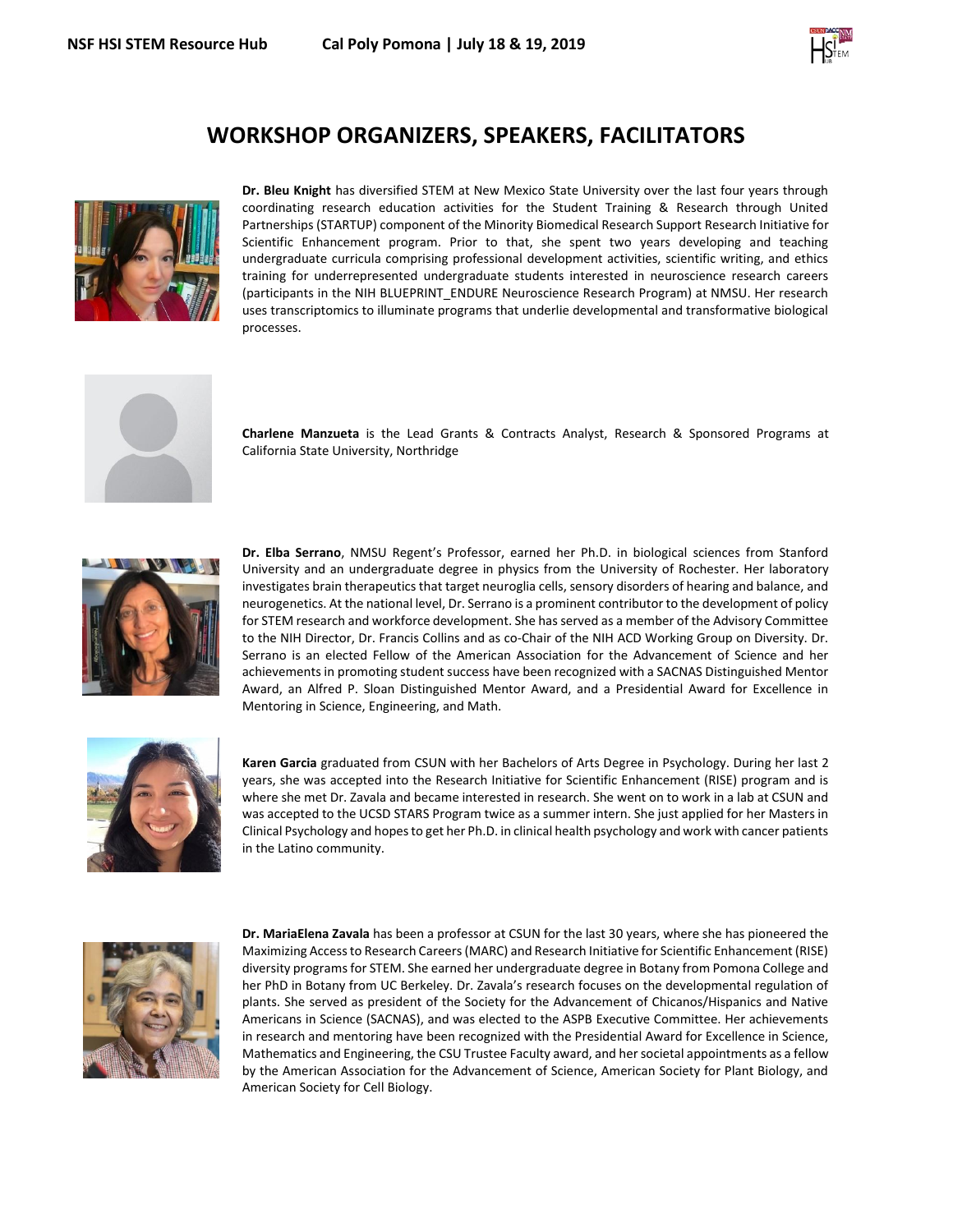# WORKSHOP ORGANIZERS, SPEAKERS, FACILITATORS

**Dr. Bleu Knight** has diversified STEM at New Mexico State University over the last four years through coordinating research education activities for the Student Training & Research through United Partnerships (STARTUP) component of the Minority Biomedical Research Support Research Initiative for Scientific Enhancement program. Prior to that, she spent two years developing and teaching undergraduate curricula comprising professional development activities, scientific writing, and ethics training for underrepresented undergraduate students interested in neuroscience research careers (participants in the NIH BLUEPRINT_ENDURE Neuroscience Research Program) at NMSU. Her research uses transcriptomics to illuminate programs that underlie developmental and transformative biological processes.

**Charlene Manzueta** is the Lead Grants & Contracts Analyst, Research & Sponsored Programs at California State University, Northridge

**Dr. Elba Serrano**, NMSU Regent's Professor, earned her Ph.D. in biological sciences from Stanford University and an undergraduate degree in physics from the University of Rochester. Her laboratory investigates brain therapeutics that target neuroglia cells, sensory disorders of hearing and balance, and neurogenetics. At the national level, Dr. Serrano is a prominent contributor to the development of policy for STEM research and workforce development. She has served as a member of the Advisory Committee to the NIH Director, Dr. Francis Collins and as co-Chair of the NIH ACD Working Group on Diversity. Dr. Serrano is an elected Fellow of the American Association for the Advancement of Science and her achievements in promoting student success have been recognized with a SACNAS Distinguished Mentor Award, an Alfred P. Sloan Distinguished Mentor Award, and a Presidential Award for Excellence in Mentoring in Science, Engineering, and Math.

**Karen Garcia** graduated from CSUN with her Bachelors of Arts Degree in Psychology. During her last 2 years, she was accepted into the Research Initiative for Scientific Enhancement (RISE) program and is where she met Dr. Zavala and became interested in research. She went on to work in a lab at CSUN and was accepted to the UCSD STARS Program twice as a summer intern. She just applied for her Masters in Clinical Psychology and hopes to get her Ph.D. in clinical health psychology and work with cancer patients in the Latino community.

**Dr. MariaElena Zavala** has been a professor at CSUN for the last 30 years, where she has pioneered the Maximizing Access to Research Careers (MARC) and Research Initiative for Scientific Enhancement (RISE) diversity programs for STEM. She earned her undergraduate degree in Botany from Pomona College and her PhD in Botany from UC Berkeley. Dr. Zavala's research focuses on the developmental regulation of plants. She served as president of the Society for the Advancement of Chicanos/Hispanics and Native Americans in Science (SACNAS), and was elected to the ASPB Executive Committee. Her achievements in research and mentoring have been recognized with the Presidential Award for Excellence in Science, Mathematics and Engineering, the CSU Trustee Faculty award, and her societal appointments as a fellow by the American Association for the Advancement of Science, American Society for Plant Biology, and American Society for Cell Biology.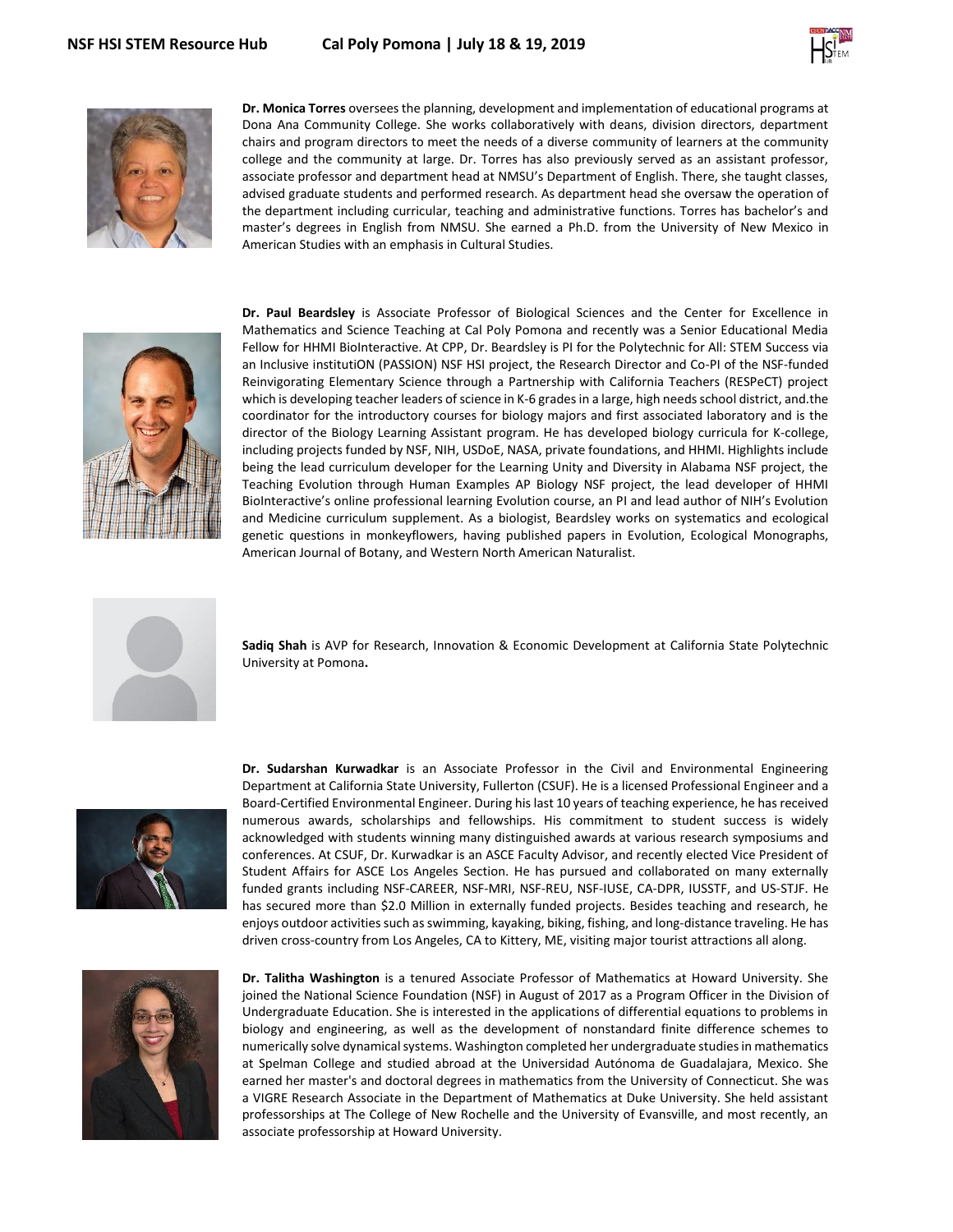**Dr. Monica Torres** oversees the planning, development and implementation of educational programs at Dona Ana Community College. She works collaboratively with deans, division directors, department chairs and program directors to meet the needs of a diverse community of learners at the community college and the community at large. Dr. Torres has also previously served as an assistant professor, associate professor and department head at NMSU's Department of English. There, she taught classes, advised graduate students and performed research. As department head she oversaw the operation of the department including curricular, teaching and administrative functions. Torres has bachelor's and master's degrees in English from NMSU. She earned a Ph.D. from the University of New Mexico in American Studies with an emphasis in Cultural Studies.

**Dr. Paul Beardsley** is Associate Professor of Biological Sciences and the Center for Excellence in Mathematics and Science Teaching at Cal Poly Pomona and recently was a Senior Educational Media Fellow for HHMI BioInteractive. At CPP, Dr. Beardsley is PI for the Polytechnic for All: STEM Success via an Inclusive institutiON (PASSION) NSF HSI project, the Research Director and Co-PI of the NSF-funded Reinvigorating Elementary Science through a Partnership with California Teachers (RESPeCT) project which is developing teacher leaders of science in K-6 grades in a large, high needs school district, and.the coordinator for the introductory courses for biology majors and first associated laboratory and is the director of the Biology Learning Assistant program. He has developed biology curricula for K-college, including projects funded by NSF, NIH, USDoE, NASA, private foundations, and HHMI. Highlights include being the lead curriculum developer for the Learning Unity and Diversity in Alabama NSF project, the Teaching Evolution through Human Examples AP Biology NSF project, the lead developer of HHMI BioInteractive's online professional learning Evolution course, an PI and lead author of NIH's Evolution and Medicine curriculum supplement. As a biologist, Beardsley works on systematics and ecological genetic questions in monkeyflowers, having published papers in Evolution, Ecological Monographs, American Journal of Botany, and Western North American Naturalist.

**Sadiq Shah** is AVP for Research, Innovation & Economic Development at California State Polytechnic University at Pomona**.**

**Dr. Sudarshan Kurwadkar** is an Associate Professor in the Civil and Environmental Engineering Department at California State University, Fullerton (CSUF). He is a licensed Professional Engineer and a Board-Certified Environmental Engineer. During his last 10 years of teaching experience, he has received numerous awards, scholarships and fellowships. His commitment to student success is widely acknowledged with students winning many distinguished awards at various research symposiums and conferences. At CSUF, Dr. Kurwadkar is an ASCE Faculty Advisor, and recently elected Vice President of Student Affairs for ASCE Los Angeles Section. He has pursued and collaborated on many externally funded grants including NSF-CAREER, NSF-MRI, NSF-REU, NSF-IUSE, CA-DPR, IUSSTF, and US-STJF. He has secured more than $2.0 Million in externally funded projects. Besides teaching and research, he enjoys outdoor activities such as swimming, kayaking, biking, fishing, and long-distance traveling. He has driven cross-country from Los Angeles, CA to Kittery, ME, visiting major tourist attractions all along.

**Dr. Talitha Washington** is a tenured Associate Professor of Mathematics at Howard University. She joined the National Science Foundation (NSF) in August of 2017 as a Program Officer in the Division of Undergraduate Education. She is interested in the applications of differential equations to problems in biology and engineering, as well as the development of nonstandard finite difference schemes to numerically solve dynamical systems. Washington completed her undergraduate studies in mathematics at Spelman College and studied abroad at the Universidad Autónoma de Guadalajara, Mexico. She earned her master's and doctoral degrees in mathematics from the University of Connecticut. She was a VIGRE Research Associate in the Department of Mathematics at Duke University. She held assistant professorships at The College of New Rochelle and the University of Evansville, and most recently, an associate professorship at Howard University.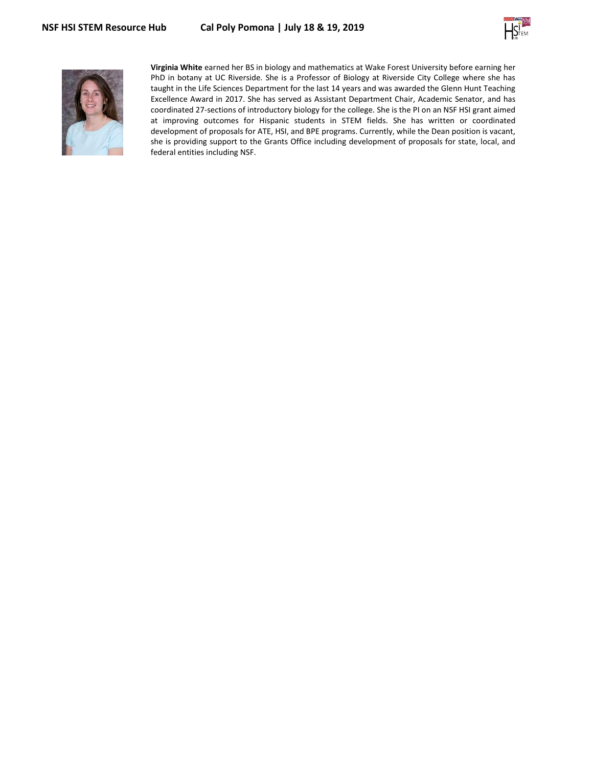**Virginia White** earned her BS in biology and mathematics at Wake Forest University before earning her PhD in botany at UC Riverside. She is a Professor of Biology at Riverside City College where she has taught in the Life Sciences Department for the last 14 years and was awarded the Glenn Hunt Teaching Excellence Award in 2017. She has served as Assistant Department Chair, Academic Senator, and has coordinated 27-sections of introductory biology for the college. She is the PI on an NSF HSI grant aimed at improving outcomes for Hispanic students in STEM fields. She has written or coordinated development of proposals for ATE, HSI, and BPE programs. Currently, while the Dean position is vacant, she is providing support to the Grants Office including development of proposals for state, local, and federal entities including NSF.